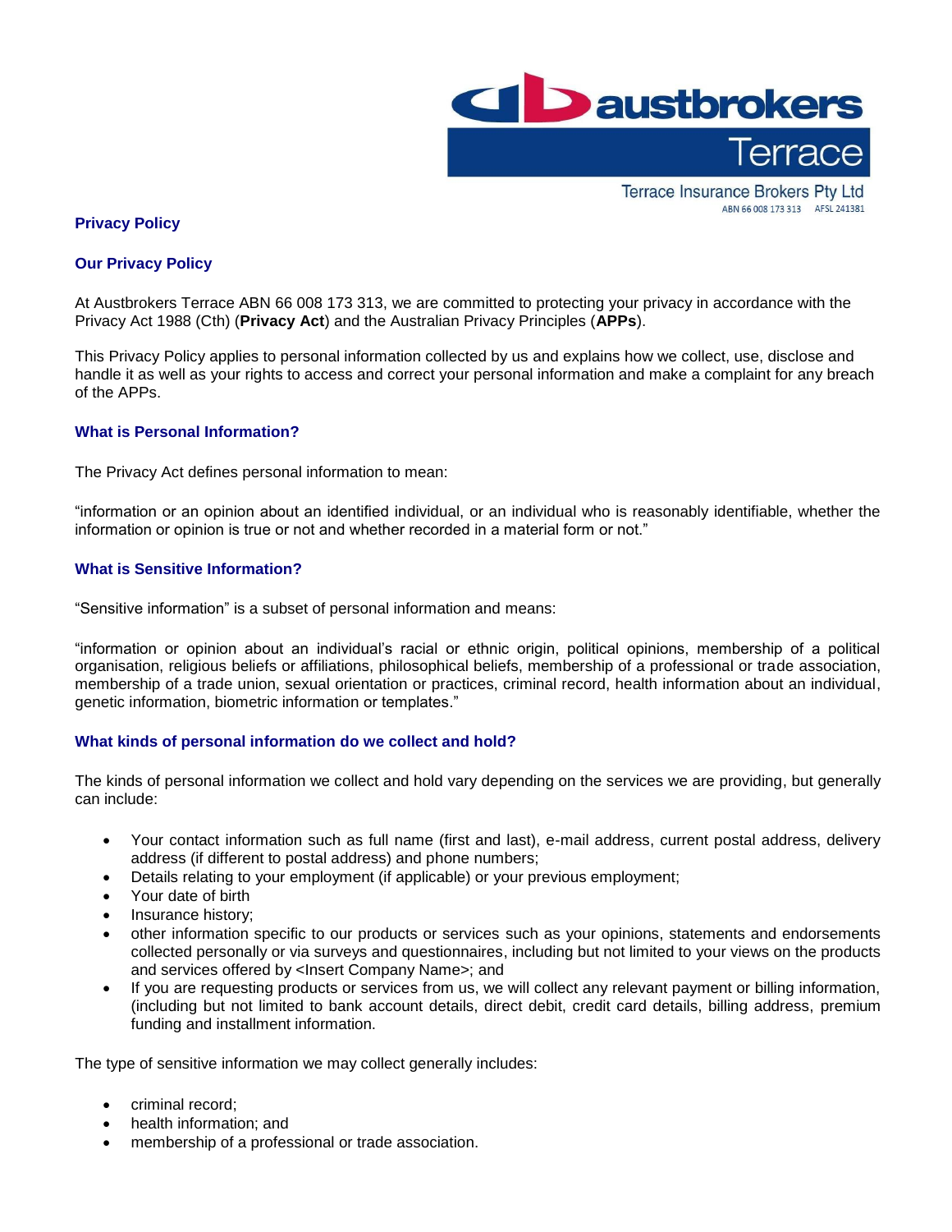Terrace Insurance Brokers Pty Ltd
ABN 66 008 173 313 AFSL 241381

## Privacy Policy

### Our Privacy Policy

At Austbrokers Terrace ABN 66 008 173 313, we are committed to protecting your privacy in accordance with the Privacy Act 1988 (Cth) (**Privacy Act**) and the Australian Privacy Principles (**APPs**).

This Privacy Policy applies to personal information collected by us and explains how we collect, use, disclose and handle it as well as your rights to access and correct your personal information and make a complaint for any breach of the APPs.

### What is Personal Information?

The Privacy Act defines personal information to mean:

"information or an opinion about an identified individual, or an individual who is reasonably identifiable, whether the information or opinion is true or not and whether recorded in a material form or not."

### What is Sensitive Information?

"Sensitive information" is a subset of personal information and means:

"information or opinion about an individual's racial or ethnic origin, political opinions, membership of a political organisation, religious beliefs or affiliations, philosophical beliefs, membership of a professional or trade association, membership of a trade union, sexual orientation or practices, criminal record, health information about an individual, genetic information, biometric information or templates."

### What kinds of personal information do we collect and hold?

The kinds of personal information we collect and hold vary depending on the services we are providing, but generally can include:

- Your contact information such as full name (first and last), e-mail address, current postal address, delivery address (if different to postal address) and phone numbers;
- Details relating to your employment (if applicable) or your previous employment;
- Your date of birth
- Insurance history;
- other information specific to our products or services such as your opinions, statements and endorsements collected personally or via surveys and questionnaires, including but not limited to your views on the products and services offered by <Insert Company Name>; and
- If you are requesting products or services from us, we will collect any relevant payment or billing information, (including but not limited to bank account details, direct debit, credit card details, billing address, premium funding and installment information.

The type of sensitive information we may collect generally includes:

- criminal record;
- health information; and
- membership of a professional or trade association.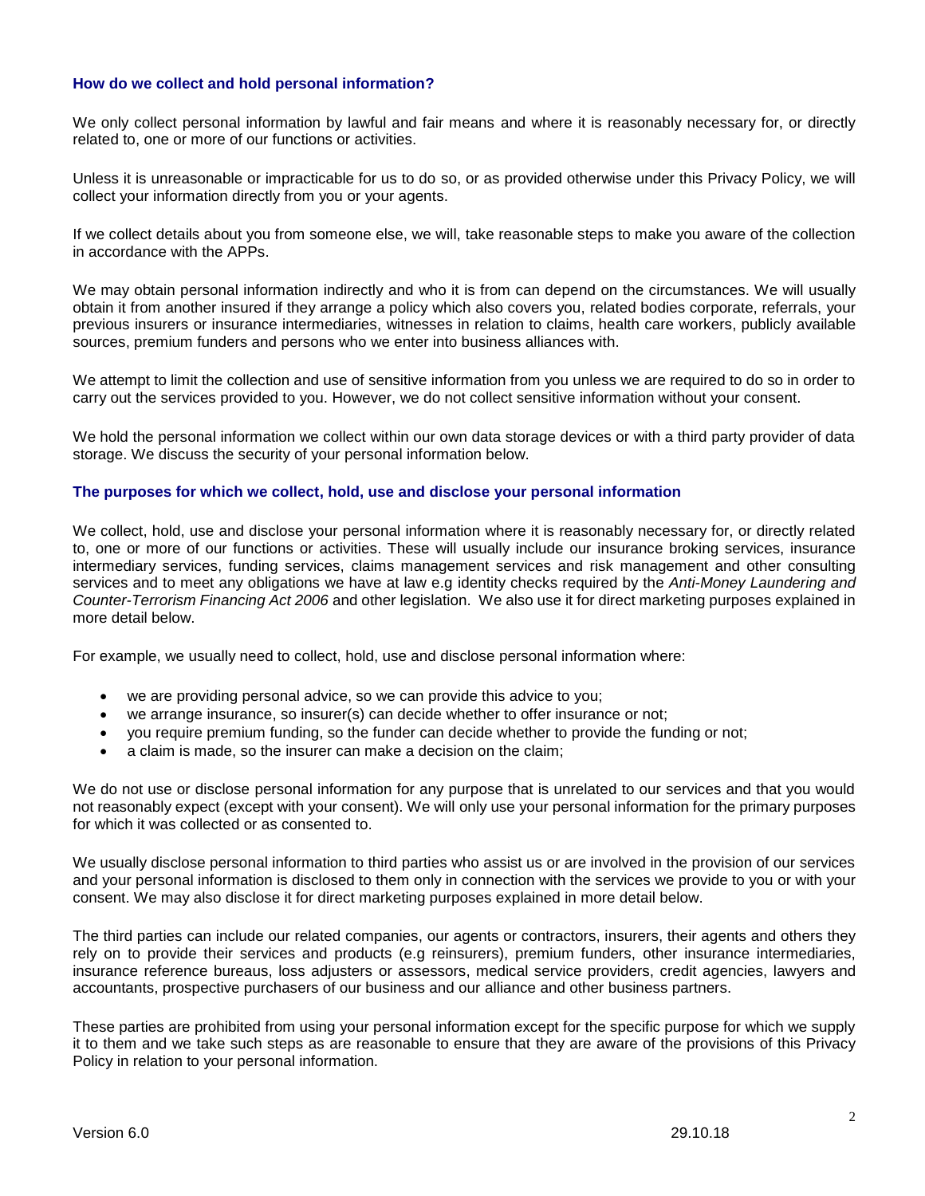### How do we collect and hold personal information?

We only collect personal information by lawful and fair means and where it is reasonably necessary for, or directly related to, one or more of our functions or activities.

Unless it is unreasonable or impracticable for us to do so, or as provided otherwise under this Privacy Policy, we will collect your information directly from you or your agents.

If we collect details about you from someone else, we will, take reasonable steps to make you aware of the collection in accordance with the APPs.

We may obtain personal information indirectly and who it is from can depend on the circumstances. We will usually obtain it from another insured if they arrange a policy which also covers you, related bodies corporate, referrals, your previous insurers or insurance intermediaries, witnesses in relation to claims, health care workers, publicly available sources, premium funders and persons who we enter into business alliances with.

We attempt to limit the collection and use of sensitive information from you unless we are required to do so in order to carry out the services provided to you. However, we do not collect sensitive information without your consent.

We hold the personal information we collect within our own data storage devices or with a third party provider of data storage. We discuss the security of your personal information below.

### The purposes for which we collect, hold, use and disclose your personal information

We collect, hold, use and disclose your personal information where it is reasonably necessary for, or directly related to, one or more of our functions or activities. These will usually include our insurance broking services, insurance intermediary services, funding services, claims management services and risk management and other consulting services and to meet any obligations we have at law e.g identity checks required by the *Anti-Money Laundering and Counter-Terrorism Financing Act 2006* and other legislation. We also use it for direct marketing purposes explained in more detail below.

For example, we usually need to collect, hold, use and disclose personal information where:

- we are providing personal advice, so we can provide this advice to you;
- we arrange insurance, so insurer(s) can decide whether to offer insurance or not;
- you require premium funding, so the funder can decide whether to provide the funding or not;
- a claim is made, so the insurer can make a decision on the claim;

We do not use or disclose personal information for any purpose that is unrelated to our services and that you would not reasonably expect (except with your consent). We will only use your personal information for the primary purposes for which it was collected or as consented to.

We usually disclose personal information to third parties who assist us or are involved in the provision of our services and your personal information is disclosed to them only in connection with the services we provide to you or with your consent. We may also disclose it for direct marketing purposes explained in more detail below.

The third parties can include our related companies, our agents or contractors, insurers, their agents and others they rely on to provide their services and products (e.g reinsurers), premium funders, other insurance intermediaries, insurance reference bureaus, loss adjusters or assessors, medical service providers, credit agencies, lawyers and accountants, prospective purchasers of our business and our alliance and other business partners.

These parties are prohibited from using your personal information except for the specific purpose for which we supply it to them and we take such steps as are reasonable to ensure that they are aware of the provisions of this Privacy Policy in relation to your personal information.

Version 6.0 29.10.18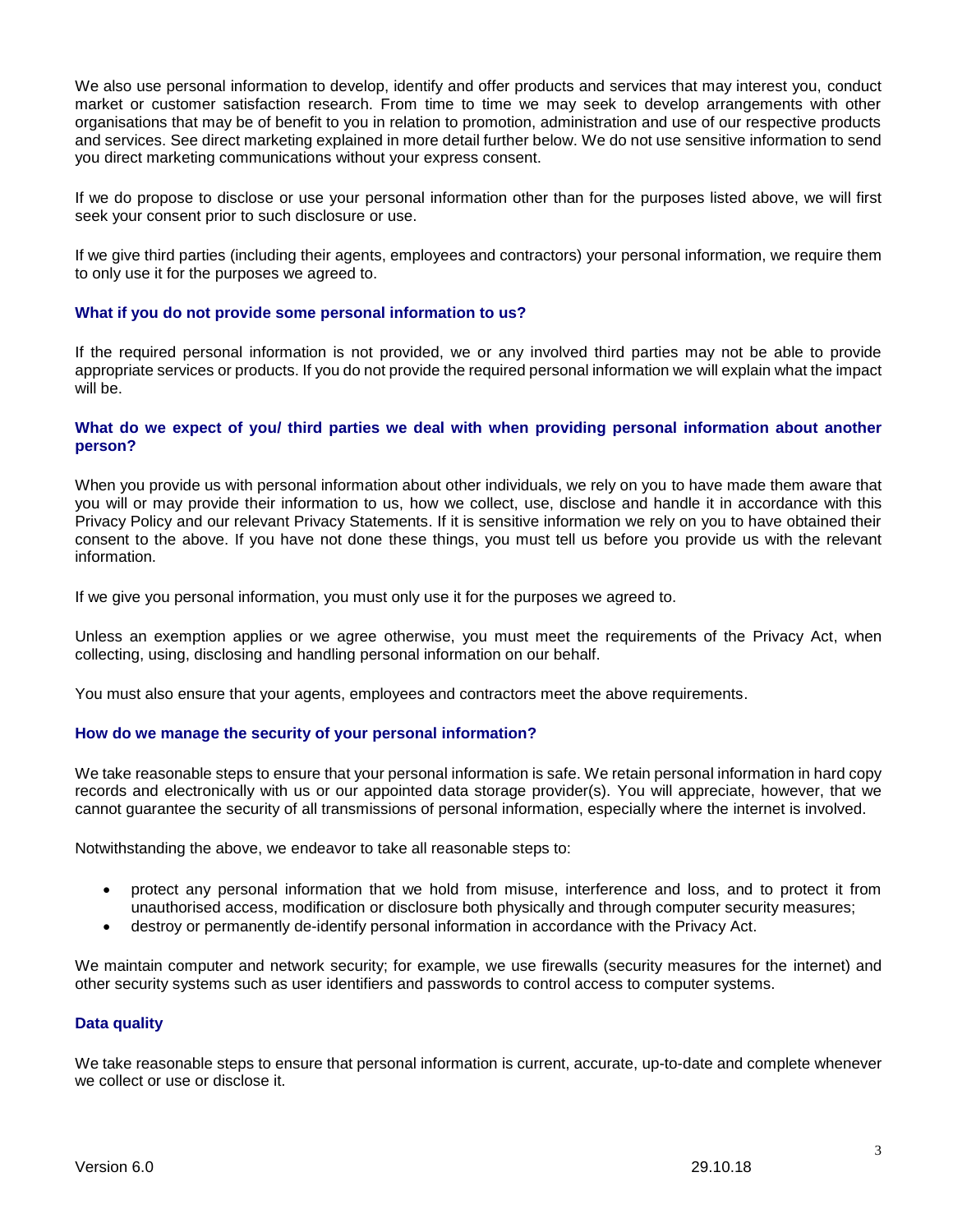We also use personal information to develop, identify and offer products and services that may interest you, conduct market or customer satisfaction research. From time to time we may seek to develop arrangements with other organisations that may be of benefit to you in relation to promotion, administration and use of our respective products and services. See direct marketing explained in more detail further below. We do not use sensitive information to send you direct marketing communications without your express consent.

If we do propose to disclose or use your personal information other than for the purposes listed above, we will first seek your consent prior to such disclosure or use.

If we give third parties (including their agents, employees and contractors) your personal information, we require them to only use it for the purposes we agreed to.

### What if you do not provide some personal information to us?

If the required personal information is not provided, we or any involved third parties may not be able to provide appropriate services or products. If you do not provide the required personal information we will explain what the impact will be.

### What do we expect of you/ third parties we deal with when providing personal information about another person?

When you provide us with personal information about other individuals, we rely on you to have made them aware that you will or may provide their information to us, how we collect, use, disclose and handle it in accordance with this Privacy Policy and our relevant Privacy Statements. If it is sensitive information we rely on you to have obtained their consent to the above. If you have not done these things, you must tell us before you provide us with the relevant information.

If we give you personal information, you must only use it for the purposes we agreed to.

Unless an exemption applies or we agree otherwise, you must meet the requirements of the Privacy Act, when collecting, using, disclosing and handling personal information on our behalf.

You must also ensure that your agents, employees and contractors meet the above requirements.

### How do we manage the security of your personal information?

We take reasonable steps to ensure that your personal information is safe. We retain personal information in hard copy records and electronically with us or our appointed data storage provider(s). You will appreciate, however, that we cannot guarantee the security of all transmissions of personal information, especially where the internet is involved.

Notwithstanding the above, we endeavor to take all reasonable steps to:

- protect any personal information that we hold from misuse, interference and loss, and to protect it from unauthorised access, modification or disclosure both physically and through computer security measures;
- destroy or permanently de-identify personal information in accordance with the Privacy Act.

We maintain computer and network security; for example, we use firewalls (security measures for the internet) and other security systems such as user identifiers and passwords to control access to computer systems.

### Data quality

We take reasonable steps to ensure that personal information is current, accurate, up-to-date and complete whenever we collect or use or disclose it.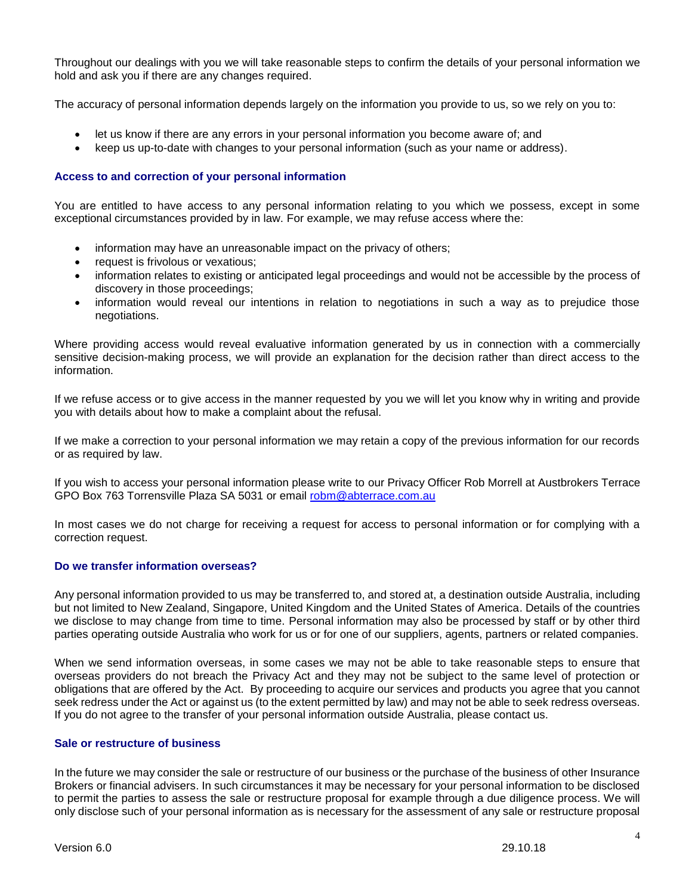Throughout our dealings with you we will take reasonable steps to confirm the details of your personal information we hold and ask you if there are any changes required.

The accuracy of personal information depends largely on the information you provide to us, so we rely on you to:

- let us know if there are any errors in your personal information you become aware of; and
- keep us up-to-date with changes to your personal information (such as your name or address).

### Access to and correction of your personal information

You are entitled to have access to any personal information relating to you which we possess, except in some exceptional circumstances provided by in law. For example, we may refuse access where the:

- information may have an unreasonable impact on the privacy of others;
- request is frivolous or vexatious;
- information relates to existing or anticipated legal proceedings and would not be accessible by the process of discovery in those proceedings;
- information would reveal our intentions in relation to negotiations in such a way as to prejudice those negotiations.

Where providing access would reveal evaluative information generated by us in connection with a commercially sensitive decision-making process, we will provide an explanation for the decision rather than direct access to the information.

If we refuse access or to give access in the manner requested by you we will let you know why in writing and provide you with details about how to make a complaint about the refusal.

If we make a correction to your personal information we may retain a copy of the previous information for our records or as required by law.

If you wish to access your personal information please write to our Privacy Officer Rob Morrell at Austbrokers Terrace GPO Box 763 Torrensville Plaza SA 5031 or email robm@abterrace.com.au

In most cases we do not charge for receiving a request for access to personal information or for complying with a correction request.

### Do we transfer information overseas?

Any personal information provided to us may be transferred to, and stored at, a destination outside Australia, including but not limited to New Zealand, Singapore, United Kingdom and the United States of America. Details of the countries we disclose to may change from time to time. Personal information may also be processed by staff or by other third parties operating outside Australia who work for us or for one of our suppliers, agents, partners or related companies.

When we send information overseas, in some cases we may not be able to take reasonable steps to ensure that overseas providers do not breach the Privacy Act and they may not be subject to the same level of protection or obligations that are offered by the Act. By proceeding to acquire our services and products you agree that you cannot seek redress under the Act or against us (to the extent permitted by law) and may not be able to seek redress overseas. If you do not agree to the transfer of your personal information outside Australia, please contact us.

### Sale or restructure of business

In the future we may consider the sale or restructure of our business or the purchase of the business of other Insurance Brokers or financial advisers. In such circumstances it may be necessary for your personal information to be disclosed to permit the parties to assess the sale or restructure proposal for example through a due diligence process. We will only disclose such of your personal information as is necessary for the assessment of any sale or restructure proposal

Version 6.0 29.10.18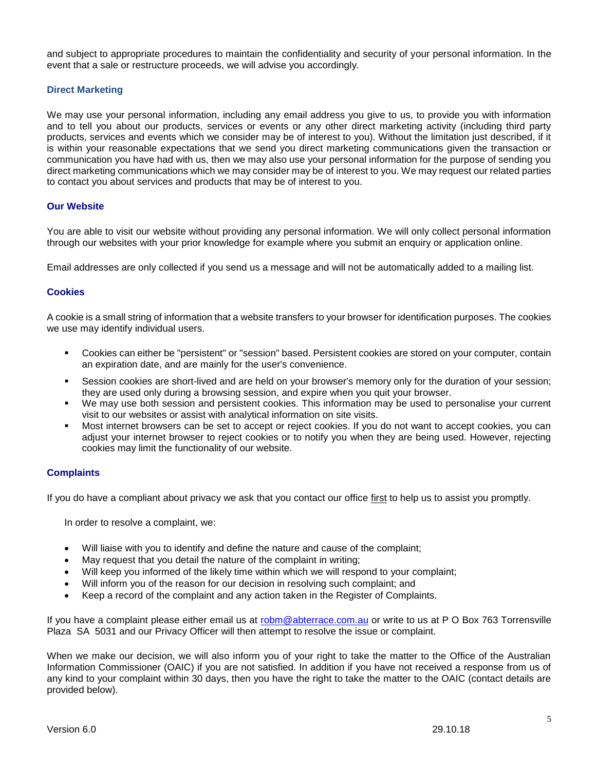and subject to appropriate procedures to maintain the confidentiality and security of your personal information. In the event that a sale or restructure proceeds, we will advise you accordingly.

### Direct Marketing

We may use your personal information, including any email address you give to us, to provide you with information and to tell you about our products, services or events or any other direct marketing activity (including third party products, services and events which we consider may be of interest to you). Without the limitation just described, if it is within your reasonable expectations that we send you direct marketing communications given the transaction or communication you have had with us, then we may also use your personal information for the purpose of sending you direct marketing communications which we may consider may be of interest to you. We may request our related parties to contact you about services and products that may be of interest to you.

### Our Website

You are able to visit our website without providing any personal information. We will only collect personal information through our websites with your prior knowledge for example where you submit an enquiry or application online.

Email addresses are only collected if you send us a message and will not be automatically added to a mailing list.

### Cookies

A cookie is a small string of information that a website transfers to your browser for identification purposes. The cookies we use may identify individual users.

- Cookies can either be "persistent" or "session" based. Persistent cookies are stored on your computer, contain an expiration date, and are mainly for the user's convenience.
- Session cookies are short-lived and are held on your browser's memory only for the duration of your session; they are used only during a browsing session, and expire when you quit your browser.
- We may use both session and persistent cookies. This information may be used to personalise your current visit to our websites or assist with analytical information on site visits.
- Most internet browsers can be set to accept or reject cookies. If you do not want to accept cookies, you can adjust your internet browser to reject cookies or to notify you when they are being used. However, rejecting cookies may limit the functionality of our website.

### Complaints

If you do have a compliant about privacy we ask that you contact our office <u>first</u> to help us to assist you promptly.

In order to resolve a complaint, we:

- Will liaise with you to identify and define the nature and cause of the complaint;
- May request that you detail the nature of the complaint in writing;
- Will keep you informed of the likely time within which we will respond to your complaint;
- Will inform you of the reason for our decision in resolving such complaint; and
- Keep a record of the complaint and any action taken in the Register of Complaints.

If you have a complaint please either email us at [robm@abterrace.com.au](mailto:robm@abterrace.com.au) or write to us at P O Box 763 Torrensville Plaza SA 5031 and our Privacy Officer will then attempt to resolve the issue or complaint.

When we make our decision, we will also inform you of your right to take the matter to the Office of the Australian Information Commissioner (OAIC) if you are not satisfied. In addition if you have not received a response from us of any kind to your complaint within 30 days, then you have the right to take the matter to the OAIC (contact details are provided below).

Version 6.0 29.10.18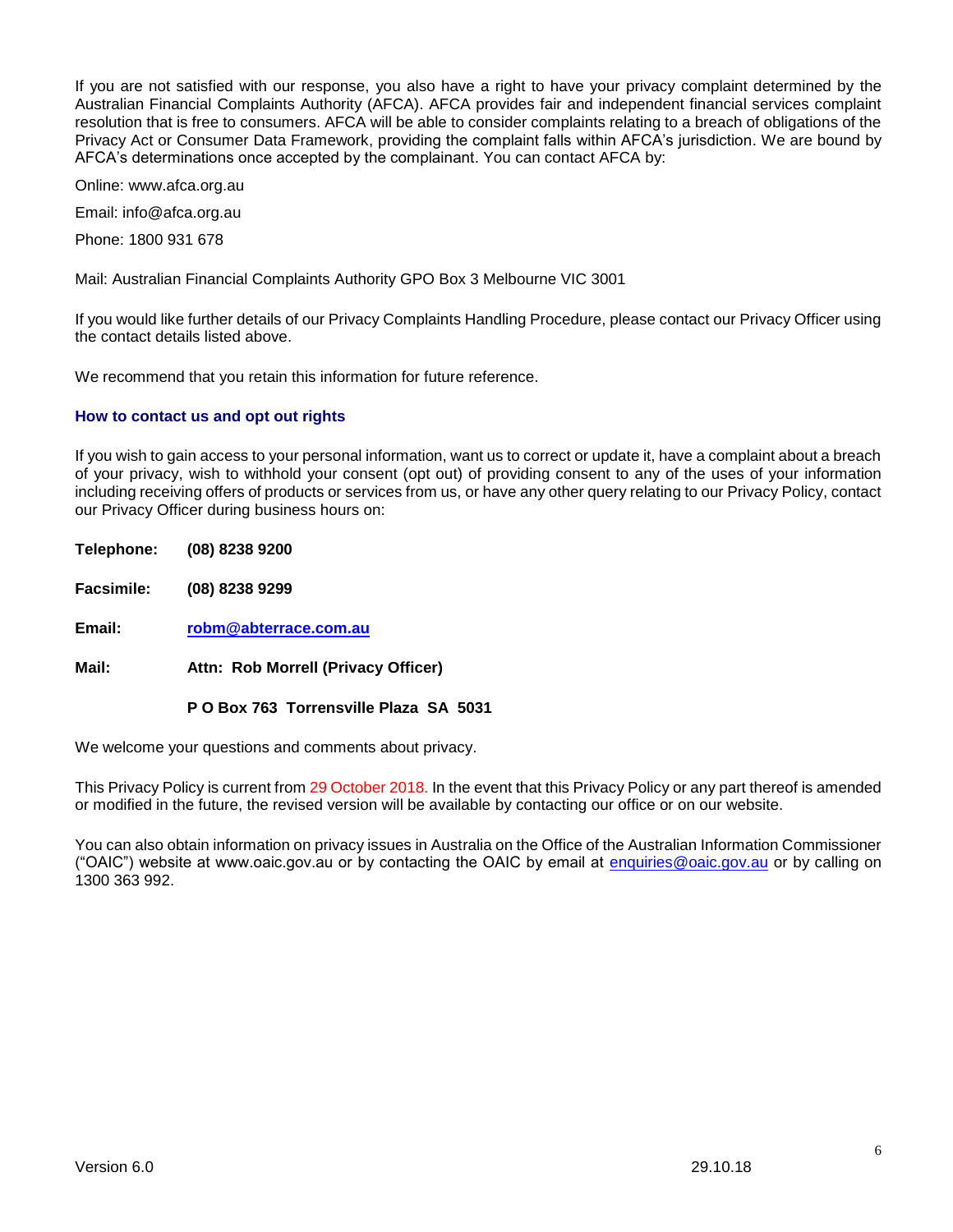If you are not satisfied with our response, you also have a right to have your privacy complaint determined by the Australian Financial Complaints Authority (AFCA). AFCA provides fair and independent financial services complaint resolution that is free to consumers. AFCA will be able to consider complaints relating to a breach of obligations of the Privacy Act or Consumer Data Framework, providing the complaint falls within AFCA's jurisdiction. We are bound by AFCA's determinations once accepted by the complainant. You can contact AFCA by:

Online: www.afca.org.au

Email: info@afca.org.au

Phone: 1800 931 678

Mail: Australian Financial Complaints Authority GPO Box 3 Melbourne VIC 3001

If you would like further details of our Privacy Complaints Handling Procedure, please contact our Privacy Officer using the contact details listed above.

We recommend that you retain this information for future reference.

### How to contact us and opt out rights

If you wish to gain access to your personal information, want us to correct or update it, have a complaint about a breach of your privacy, wish to withhold your consent (opt out) of providing consent to any of the uses of your information including receiving offers of products or services from us, or have any other query relating to our Privacy Policy, contact our Privacy Officer during business hours on:

**Telephone:** **(08) 8238 9200**

**Facsimile:** **(08) 8238 9299**

**Email:** **robm@abterrace.com.au**

**Mail:** **Attn: Rob Morrell (Privacy Officer)**

**P O Box 763 Torrensville Plaza SA 5031**

We welcome your questions and comments about privacy.

This Privacy Policy is current from 29 October 2018. In the event that this Privacy Policy or any part thereof is amended or modified in the future, the revised version will be available by contacting our office or on our website.

You can also obtain information on privacy issues in Australia on the Office of the Australian Information Commissioner ("OAIC") website at www.oaic.gov.au or by contacting the OAIC by email at enquiries@oaic.gov.au or by calling on 1300 363 992.

Version 6.0 29.10.18